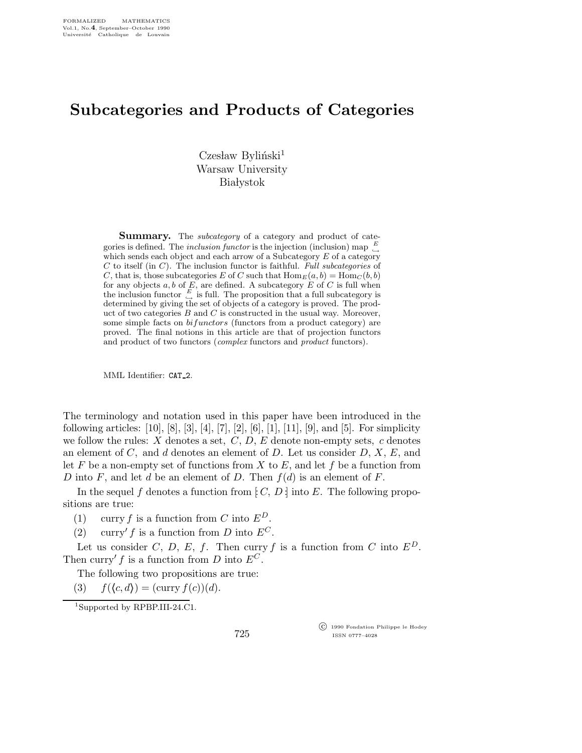# Subcategories and Products of Categories

Czesław Byliński[1]
Warsaw University
Białystok

**Summary.** The *subcategory* of a category and product of categories is defined. The *inclusion functor* is the injection (inclusion) map $\overset{E}{\hookrightarrow}$ which sends each object and each arrow of a Subcategory $E$ of a category $C$ to itself (in $C$). The inclusion functor is faithful. *Full subcategories* of $C$, that is, those subcategories $E$ of $C$ such that $\mathrm{Hom}_E(a,b) = \mathrm{Hom}_C(b,b)$ for any objects $a, b$ of $E$, are defined. A subcategory $E$ of $C$ is full when the inclusion functor $\overset{E}{\hookrightarrow}$ is full. The proposition that a full subcategory is determined by giving the set of objects of a category is proved. The product of two categories $B$ and $C$ is constructed in the usual way. Moreover, some simple facts on *bifunctors* (functors from a product category) are proved. The final notions in this article are that of projection functors and product of two functors (*complex* functors and *product* functors).

MML Identifier: CAT_2.

The terminology and notation used in this paper have been introduced in the following articles: [10], [8], [3], [4], [7], [2], [6], [1], [11], [9], and [5]. For simplicity we follow the rules: $X$ denotes a set, $C$, $D$, $E$ denote non-empty sets, $c$ denotes an element of $C$, and $d$ denotes an element of $D$. Let us consider $D$, $X$, $E$, and let $F$ be a non-empty set of functions from $X$ to $E$, and let $f$ be a function from $D$ into $F$, and let $d$ be an element of $D$. Then $f(d)$ is an element of $F$.

In the sequel $f$ denotes a function from $[\!:C, D:\!]$ into $E$. The following propositions are true:

(1) curry $f$ is a function from $C$ into $E^D$.

(2) curry$'$ $f$ is a function from $D$ into $E^C$.

Let us consider $C$, $D$, $E$, $f$. Then curry $f$ is a function from $C$ into $E^D$. Then curry$'$ $f$ is a function from $D$ into $E^C$.

The following two propositions are true:

(3) $f(\langle c, d\rangle) = (\text{curry } f(c))(d)$.

[1]Supported by RPBP.III-24.C1.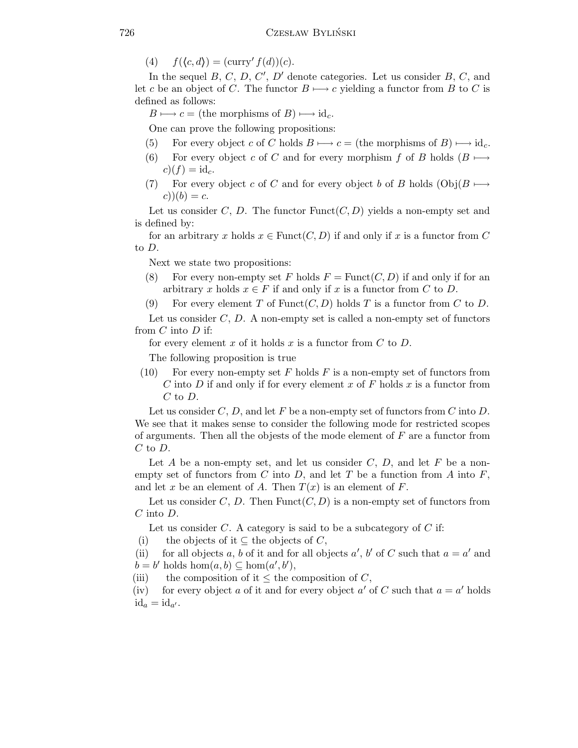(4) $f(\langle c, d \rangle) = (\text{curry}' f(d))(c)$.

In the sequel $B$, $C$, $D$, $C'$, $D'$ denote categories. Let us consider $B$, $C$, and let $c$ be an object of $C$. The functor $B \longmapsto c$ yielding a functor from $B$ to $C$ is defined as follows:

$B \longmapsto c =$ (the morphisms of $B$) $\longmapsto \text{id}_c$.

One can prove the following propositions:

(5) For every object $c$ of $C$ holds $B \longmapsto c =$ (the morphisms of $B$) $\longmapsto \text{id}_c$.

(6) For every object $c$ of $C$ and for every morphism $f$ of $B$ holds $(B \longmapsto c)(f) = \text{id}_c$.

(7) For every object $c$ of $C$ and for every object $b$ of $B$ holds $(\text{Obj}(B \longmapsto c))(b) = c$.

Let us consider $C$, $D$. The functor $\text{Funct}(C, D)$ yields a non-empty set and is defined by:

for an arbitrary $x$ holds $x \in \text{Funct}(C, D)$ if and only if $x$ is a functor from $C$ to $D$.

Next we state two propositions:

(8) For every non-empty set $F$ holds $F = \text{Funct}(C, D)$ if and only if for an arbitrary $x$ holds $x \in F$ if and only if $x$ is a functor from $C$ to $D$.

(9) For every element $T$ of $\text{Funct}(C, D)$ holds $T$ is a functor from $C$ to $D$.

Let us consider $C$, $D$. A non-empty set is called a non-empty set of functors from $C$ into $D$ if:

for every element $x$ of it holds $x$ is a functor from $C$ to $D$.

The following proposition is true

(10) For every non-empty set $F$ holds $F$ is a non-empty set of functors from $C$ into $D$ if and only if for every element $x$ of $F$ holds $x$ is a functor from $C$ to $D$.

Let us consider $C$, $D$, and let $F$ be a non-empty set of functors from $C$ into $D$. We see that it makes sense to consider the following mode for restricted scopes of arguments. Then all the objests of the mode element of $F$ are a functor from $C$ to $D$.

Let $A$ be a non-empty set, and let us consider $C$, $D$, and let $F$ be a non-empty set of functors from $C$ into $D$, and let $T$ be a function from $A$ into $F$, and let $x$ be an element of $A$. Then $T(x)$ is an element of $F$.

Let us consider $C$, $D$. Then $\text{Funct}(C, D)$ is a non-empty set of functors from $C$ into $D$.

Let us consider $C$. A category is said to be a subcategory of $C$ if:

(i) the objects of it $\subseteq$ the objects of $C$,

(ii) for all objects $a$, $b$ of it and for all objects $a'$, $b'$ of $C$ such that $a = a'$ and $b = b'$ holds $\hom(a, b) \subseteq \hom(a', b')$,

(iii) the composition of it $\leq$ the composition of $C$,

(iv) for every object $a$ of it and for every object $a'$ of $C$ such that $a = a'$ holds $\text{id}_a = \text{id}_{a'}$.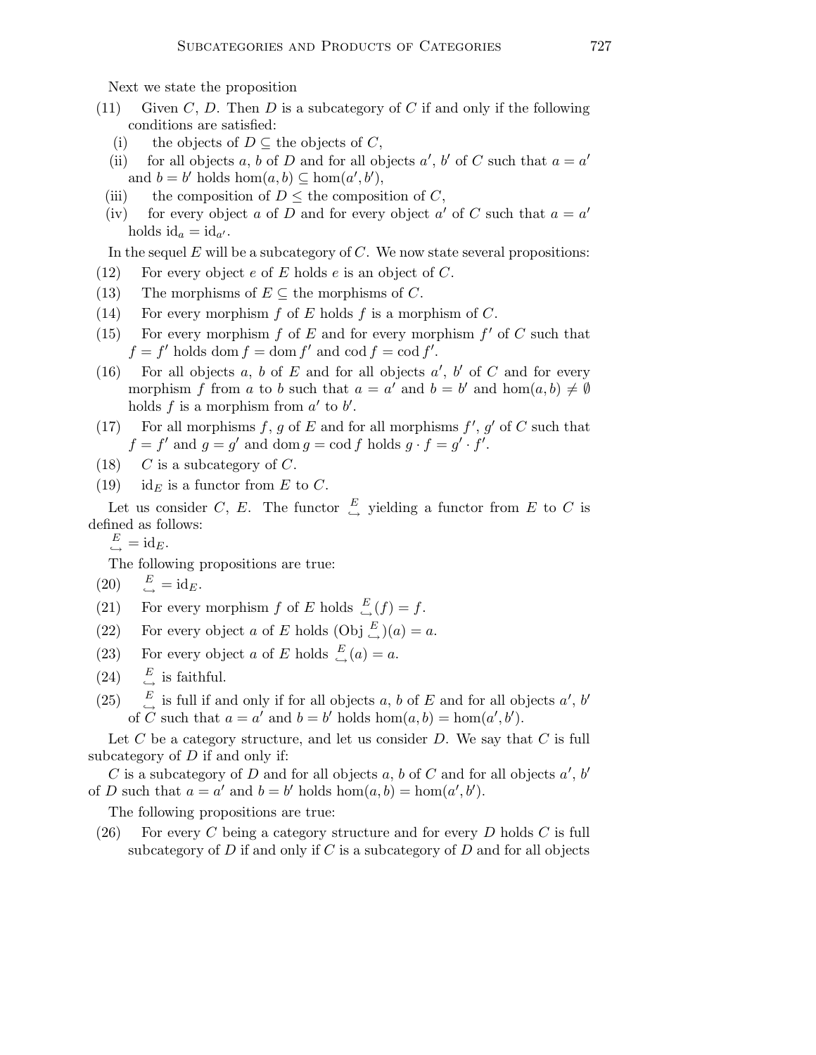Next we state the proposition

(11) Given $C$, $D$. Then $D$ is a subcategory of $C$ if and only if the following conditions are satisfied:

   (i) the objects of $D \subseteq$ the objects of $C$,

   (ii) for all objects $a$, $b$ of $D$ and for all objects $a'$, $b'$ of $C$ such that $a = a'$ and $b = b'$ holds $\hom(a, b) \subseteq \hom(a', b')$,

   (iii) the composition of $D \leq$ the composition of $C$,

   (iv) for every object $a$ of $D$ and for every object $a'$ of $C$ such that $a = a'$ holds $\mathrm{id}_a = \mathrm{id}_{a'}$.

In the sequel $E$ will be a subcategory of $C$. We now state several propositions:

(12) For every object $e$ of $E$ holds $e$ is an object of $C$.

(13) The morphisms of $E \subseteq$ the morphisms of $C$.

(14) For every morphism $f$ of $E$ holds $f$ is a morphism of $C$.

(15) For every morphism $f$ of $E$ and for every morphism $f'$ of $C$ such that $f = f'$ holds $\mathrm{dom}\, f = \mathrm{dom}\, f'$ and $\mathrm{cod}\, f = \mathrm{cod}\, f'$.

(16) For all objects $a$, $b$ of $E$ and for all objects $a'$, $b'$ of $C$ and for every morphism $f$ from $a$ to $b$ such that $a = a'$ and $b = b'$ and $\hom(a, b) \neq \emptyset$ holds $f$ is a morphism from $a'$ to $b'$.

(17) For all morphisms $f$, $g$ of $E$ and for all morphisms $f'$, $g'$ of $C$ such that $f = f'$ and $g = g'$ and $\mathrm{dom}\, g = \mathrm{cod}\, f$ holds $g \cdot f = g' \cdot f'$.

(18) $C$ is a subcategory of $C$.

(19) $\mathrm{id}_E$ is a functor from $E$ to $C$.

Let us consider $C$, $E$. The functor $\overset{E}{\hookrightarrow}$ yielding a functor from $E$ to $C$ is defined as follows:

$\overset{E}{\hookrightarrow} = \mathrm{id}_E$.

The following propositions are true:

(20) $\overset{E}{\hookrightarrow} = \mathrm{id}_E$.

(21) For every morphism $f$ of $E$ holds $\overset{E}{\hookrightarrow}(f) = f$.

(22) For every object $a$ of $E$ holds $(\mathrm{Obj} \overset{E}{\hookrightarrow})(a) = a$.

(23) For every object $a$ of $E$ holds $\overset{E}{\hookrightarrow}(a) = a$.

(24) $\overset{E}{\hookrightarrow}$ is faithful.

(25) $\overset{E}{\hookrightarrow}$ is full if and only if for all objects $a$, $b$ of $E$ and for all objects $a'$, $b'$ of $C$ such that $a = a'$ and $b = b'$ holds $\hom(a, b) = \hom(a', b')$.

Let $C$ be a category structure, and let us consider $D$. We say that $C$ is full subcategory of $D$ if and only if:

$C$ is a subcategory of $D$ and for all objects $a$, $b$ of $C$ and for all objects $a'$, $b'$ of $D$ such that $a = a'$ and $b = b'$ holds $\hom(a, b) = \hom(a', b')$.

The following propositions are true:

(26) For every $C$ being a category structure and for every $D$ holds $C$ is full subcategory of $D$ if and only if $C$ is a subcategory of $D$ and for all objects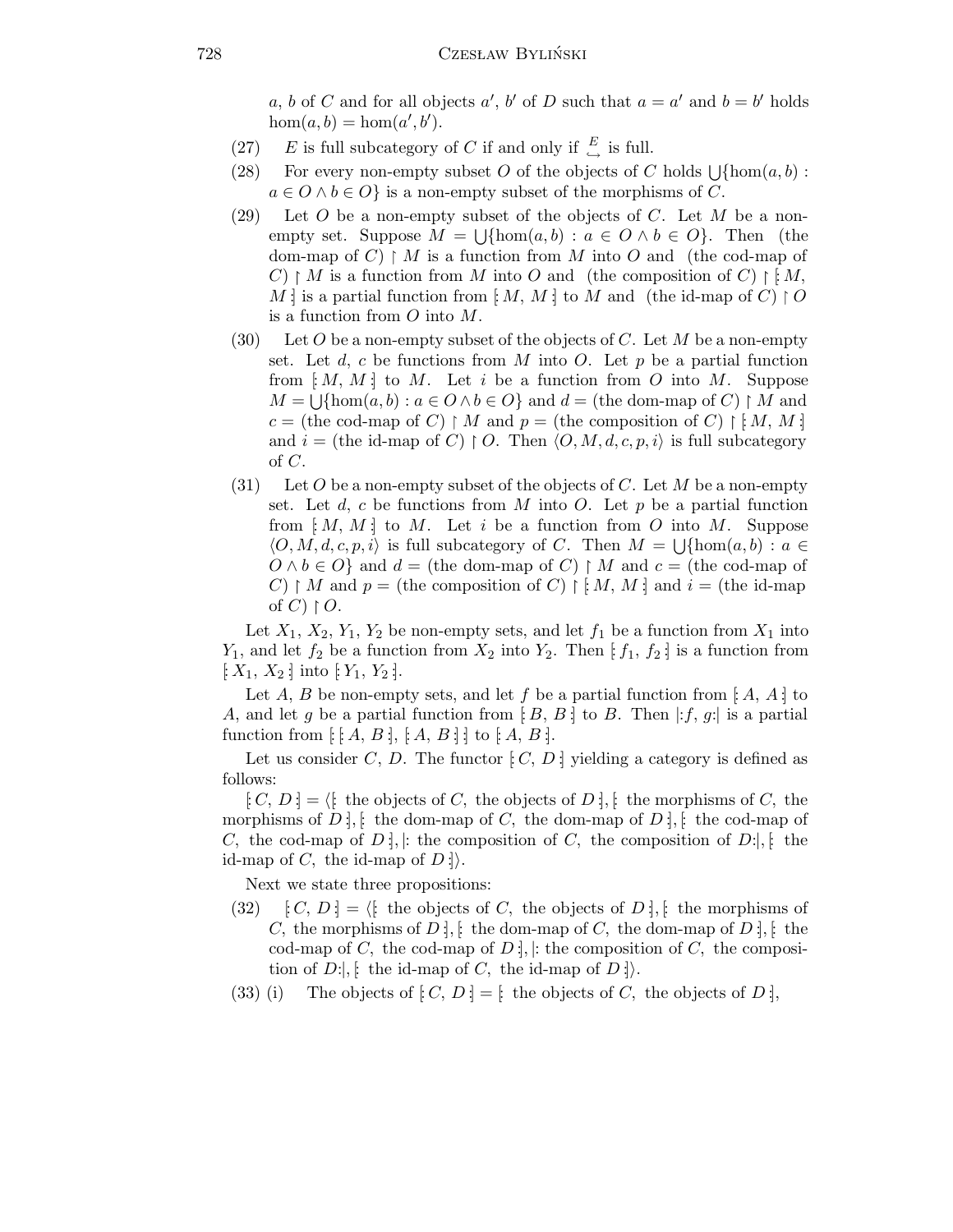$a$, $b$ of $C$ and for all objects $a'$, $b'$ of $D$ such that $a = a'$ and $b = b'$ holds $\hom(a,b) = \hom(a',b')$.

(27) $E$ is full subcategory of $C$ if and only if $\overset{E}{\hookrightarrow}$ is full.

(28) For every non-empty subset $O$ of the objects of $C$ holds $\bigcup\{\hom(a,b) : a \in O \wedge b \in O\}$ is a non-empty subset of the morphisms of $C$.

(29) Let $O$ be a non-empty subset of the objects of $C$. Let $M$ be a non-empty set. Suppose $M = \bigcup\{\hom(a,b) : a \in O \wedge b \in O\}$. Then (the dom-map of $C$) $\restriction M$ is a function from $M$ into $O$ and (the cod-map of $C$) $\restriction M$ is a function from $M$ into $O$ and (the composition of $C$) $\restriction [\!: M, M :\!]$ is a partial function from $[\!: M, M :\!]$ to $M$ and (the id-map of $C$) $\restriction O$ is a function from $O$ into $M$.

(30) Let $O$ be a non-empty subset of the objects of $C$. Let $M$ be a non-empty set. Let $d$, $c$ be functions from $M$ into $O$. Let $p$ be a partial function from $[\!: M, M :\!]$ to $M$. Let $i$ be a function from $O$ into $M$. Suppose $M = \bigcup\{\hom(a,b) : a \in O \wedge b \in O\}$ and $d =$ (the dom-map of $C$) $\restriction M$ and $c =$ (the cod-map of $C$) $\restriction M$ and $p =$ (the composition of $C$) $\restriction [\!: M, M :\!]$ and $i =$ (the id-map of $C$) $\restriction O$. Then $\langle O, M, d, c, p, i\rangle$ is full subcategory of $C$.

(31) Let $O$ be a non-empty subset of the objects of $C$. Let $M$ be a non-empty set. Let $d$, $c$ be functions from $M$ into $O$. Let $p$ be a partial function from $[\!: M, M :\!]$ to $M$. Let $i$ be a function from $O$ into $M$. Suppose $\langle O, M, d, c, p, i\rangle$ is full subcategory of $C$. Then $M = \bigcup\{\hom(a,b) : a \in O \wedge b \in O\}$ and $d =$ (the dom-map of $C$) $\restriction M$ and $c =$ (the cod-map of $C$) $\restriction M$ and $p =$ (the composition of $C$) $\restriction [\!: M, M :\!]$ and $i =$ (the id-map of $C$) $\restriction O$.

Let $X_1$, $X_2$, $Y_1$, $Y_2$ be non-empty sets, and let $f_1$ be a function from $X_1$ into $Y_1$, and let $f_2$ be a function from $X_2$ into $Y_2$. Then $[\!: f_1, f_2 :\!]$ is a function from $[\!: X_1, X_2 :\!]$ into $[\!: Y_1, Y_2 :\!]$.

Let $A$, $B$ be non-empty sets, and let $f$ be a partial function from $[\!: A, A :\!]$ to $A$, and let $g$ be a partial function from $[\!: B, B :\!]$ to $B$. Then $|\!: f, g :\!|$ is a partial function from $[\!: [\!: A, B :\!], [\!: A, B :\!] :\!]$ to $[\!: A, B :\!]$.

Let us consider $C$, $D$. The functor $[\!: C, D :\!]$ yielding a category is defined as follows:

$[\!: C, D :\!] = \langle [\!:$ the objects of $C$, the objects of $D :\!], [\!:$ the morphisms of $C$, the morphisms of $D :\!], [\!:$ the dom-map of $C$, the dom-map of $D :\!], [\!:$ the cod-map of $C$, the cod-map of $D :\!], |\!:$ the composition of $C$, the composition of $D :\!|, [\!:$ the id-map of $C$, the id-map of $D :\!]\rangle$.

Next we state three propositions:

(32) $[\!: C, D :\!] = \langle [\!:$ the objects of $C$, the objects of $D :\!], [\!:$ the morphisms of $C$, the morphisms of $D :\!], [\!:$ the dom-map of $C$, the dom-map of $D :\!], [\!:$ the cod-map of $C$, the cod-map of $D :\!], |\!:$ the composition of $C$, the composition of $D :\!|, [\!:$ the id-map of $C$, the id-map of $D :\!]\rangle$.

(33) (i) The objects of $[\!: C, D :\!] = [\!:$ the objects of $C$, the objects of $D :\!]$,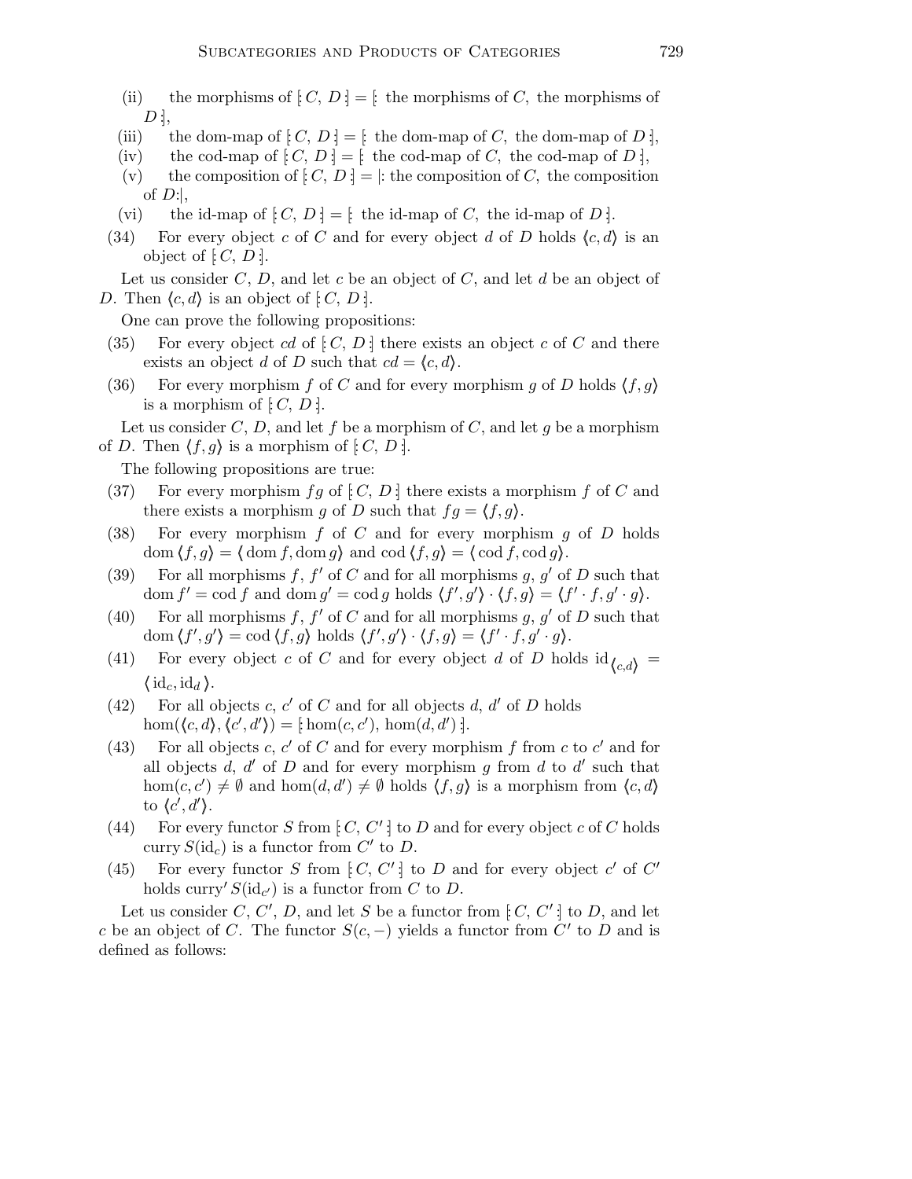(ii) the morphisms of $[: C, D :] = [:$ the morphisms of $C$, the morphisms of $D :]$,

(iii) the dom-map of $[: C, D :] = [:$ the dom-map of $C$, the dom-map of $D :]$,

(iv) the cod-map of $[: C, D :] = [:$ the cod-map of $C$, the cod-map of $D :]$,

(v) the composition of $[: C, D :] = |:$ the composition of $C$, the composition of $D :|$,

(vi) the id-map of $[: C, D :] = [:$ the id-map of $C$, the id-map of $D :]$.

(34) For every object $c$ of $C$ and for every object $d$ of $D$ holds $\langle c, d \rangle$ is an object of $[: C, D :]$.

Let us consider $C$, $D$, and let $c$ be an object of $C$, and let $d$ be an object of $D$. Then $\langle c, d \rangle$ is an object of $[: C, D :]$.

One can prove the following propositions:

(35) For every object $cd$ of $[: C, D :]$ there exists an object $c$ of $C$ and there exists an object $d$ of $D$ such that $cd = \langle c, d \rangle$.

(36) For every morphism $f$ of $C$ and for every morphism $g$ of $D$ holds $\langle f, g \rangle$ is a morphism of $[: C, D :]$.

Let us consider $C$, $D$, and let $f$ be a morphism of $C$, and let $g$ be a morphism of $D$. Then $\langle f, g \rangle$ is a morphism of $[: C, D :]$.

The following propositions are true:

(37) For every morphism $fg$ of $[: C, D :]$ there exists a morphism $f$ of $C$ and there exists a morphism $g$ of $D$ such that $fg = \langle f, g \rangle$.

(38) For every morphism $f$ of $C$ and for every morphism $g$ of $D$ holds $\mathrm{dom}\,\langle f, g \rangle = \langle \mathrm{dom}\, f, \mathrm{dom}\, g \rangle$ and $\mathrm{cod}\,\langle f, g \rangle = \langle \mathrm{cod}\, f, \mathrm{cod}\, g \rangle$.

(39) For all morphisms $f$, $f'$ of $C$ and for all morphisms $g$, $g'$ of $D$ such that $\mathrm{dom}\, f' = \mathrm{cod}\, f$ and $\mathrm{dom}\, g' = \mathrm{cod}\, g$ holds $\langle f', g' \rangle \cdot \langle f, g \rangle = \langle f' \cdot f, g' \cdot g \rangle$.

(40) For all morphisms $f$, $f'$ of $C$ and for all morphisms $g$, $g'$ of $D$ such that $\mathrm{dom}\,\langle f', g' \rangle = \mathrm{cod}\,\langle f, g \rangle$ holds $\langle f', g' \rangle \cdot \langle f, g \rangle = \langle f' \cdot f, g' \cdot g \rangle$.

(41) For every object $c$ of $C$ and for every object $d$ of $D$ holds $\mathrm{id}_{\langle c, d \rangle} = \langle \mathrm{id}_c, \mathrm{id}_d \rangle$.

(42) For all objects $c$, $c'$ of $C$ and for all objects $d$, $d'$ of $D$ holds $\mathrm{hom}(\langle c, d \rangle, \langle c', d' \rangle) = [: \mathrm{hom}(c, c'), \mathrm{hom}(d, d') :]$.

(43) For all objects $c$, $c'$ of $C$ and for every morphism $f$ from $c$ to $c'$ and for all objects $d$, $d'$ of $D$ and for every morphism $g$ from $d$ to $d'$ such that $\mathrm{hom}(c, c') \neq \emptyset$ and $\mathrm{hom}(d, d') \neq \emptyset$ holds $\langle f, g \rangle$ is a morphism from $\langle c, d \rangle$ to $\langle c', d' \rangle$.

(44) For every functor $S$ from $[: C, C' :]$ to $D$ and for every object $c$ of $C$ holds $\mathrm{curry}\, S(\mathrm{id}_c)$ is a functor from $C'$ to $D$.

(45) For every functor $S$ from $[: C, C' :]$ to $D$ and for every object $c'$ of $C'$ holds $\mathrm{curry}'\, S(\mathrm{id}_{c'})$ is a functor from $C$ to $D$.

Let us consider $C$, $C'$, $D$, and let $S$ be a functor from $[: C, C' :]$ to $D$, and let $c$ be an object of $C$. The functor $S(c, -)$ yields a functor from $C'$ to $D$ and is defined as follows: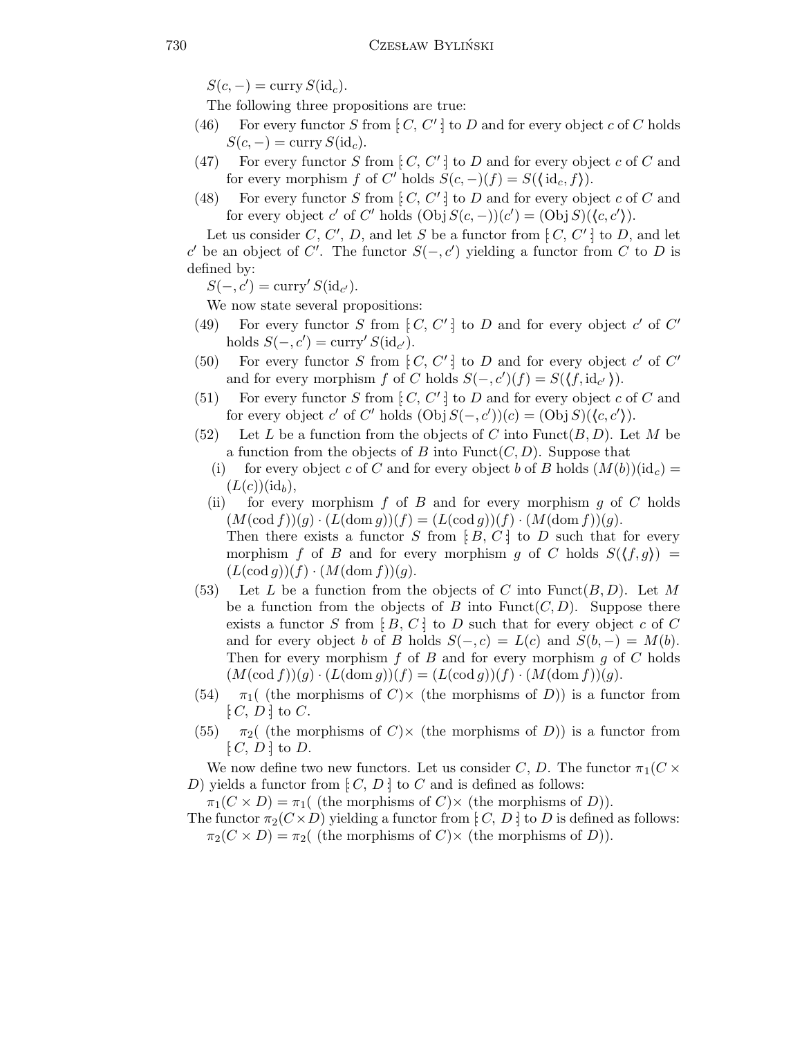$S(c, -) = \text{curry}\, S(\text{id}_c)$.

The following three propositions are true:

(46) For every functor $S$ from $[: C, C' :]$ to $D$ and for every object $c$ of $C$ holds $S(c, -) = \text{curry}\, S(\text{id}_c)$.

(47) For every functor $S$ from $[: C, C' :]$ to $D$ and for every object $c$ of $C$ and for every morphism $f$ of $C'$ holds $S(c, -)(f) = S(\langle \text{id}_c, f \rangle)$.

(48) For every functor $S$ from $[: C, C' :]$ to $D$ and for every object $c$ of $C$ and for every object $c'$ of $C'$ holds $(\text{Obj}\, S(c, -))(c') = (\text{Obj}\, S)(\langle c, c' \rangle)$.

Let us consider $C$, $C'$, $D$, and let $S$ be a functor from $[: C, C' :]$ to $D$, and let $c'$ be an object of $C'$. The functor $S(-, c')$ yielding a functor from $C$ to $D$ is defined by:

$S(-, c') = \text{curry}'\, S(\text{id}_{c'})$.

We now state several propositions:

(49) For every functor $S$ from $[: C, C' :]$ to $D$ and for every object $c'$ of $C'$ holds $S(-, c') = \text{curry}'\, S(\text{id}_{c'})$.

(50) For every functor $S$ from $[: C, C' :]$ to $D$ and for every object $c'$ of $C'$ and for every morphism $f$ of $C$ holds $S(-, c')(f) = S(\langle f, \text{id}_{c'} \rangle)$.

(51) For every functor $S$ from $[: C, C' :]$ to $D$ and for every object $c$ of $C$ and for every object $c'$ of $C'$ holds $(\text{Obj}\, S(-, c'))(c) = (\text{Obj}\, S)(\langle c, c' \rangle)$.

(52) Let $L$ be a function from the objects of $C$ into $\text{Funct}(B, D)$. Let $M$ be a function from the objects of $B$ into $\text{Funct}(C, D)$. Suppose that
  - (i) for every object $c$ of $C$ and for every object $b$ of $B$ holds $(M(b))(\text{id}_c) = (L(c))(\text{id}_b)$,
  - (ii) for every morphism $f$ of $B$ and for every morphism $g$ of $C$ holds $(M(\text{cod}\, f))(g) \cdot (L(\text{dom}\, g))(f) = (L(\text{cod}\, g))(f) \cdot (M(\text{dom}\, f))(g)$.

  Then there exists a functor $S$ from $[: B, C :]$ to $D$ such that for every morphism $f$ of $B$ and for every morphism $g$ of $C$ holds $S(\langle f, g \rangle) = (L(\text{cod}\, g))(f) \cdot (M(\text{dom}\, f))(g)$.

(53) Let $L$ be a function from the objects of $C$ into $\text{Funct}(B, D)$. Let $M$ be a function from the objects of $B$ into $\text{Funct}(C, D)$. Suppose there exists a functor $S$ from $[: B, C :]$ to $D$ such that for every object $c$ of $C$ and for every object $b$ of $B$ holds $S(-, c) = L(c)$ and $S(b, -) = M(b)$. Then for every morphism $f$ of $B$ and for every morphism $g$ of $C$ holds $(M(\text{cod}\, f))(g) \cdot (L(\text{dom}\, g))(f) = (L(\text{cod}\, g))(f) \cdot (M(\text{dom}\, f))(g)$.

(54) $\pi_1($ (the morphisms of $C$)$\times$ (the morphisms of $D$)) is a functor from $[: C, D :]$ to $C$.

(55) $\pi_2($ (the morphisms of $C$)$\times$ (the morphisms of $D$)) is a functor from $[: C, D :]$ to $D$.

We now define two new functors. Let us consider $C$, $D$. The functor $\pi_1(C \times D)$ yields a functor from $[: C, D :]$ to $C$ and is defined as follows:

$\pi_1(C \times D) = \pi_1($ (the morphisms of $C$)$\times$ (the morphisms of $D$)).

The functor $\pi_2(C \times D)$ yielding a functor from $[: C, D :]$ to $D$ is defined as follows:

$\pi_2(C \times D) = \pi_2($ (the morphisms of $C$)$\times$ (the morphisms of $D$)).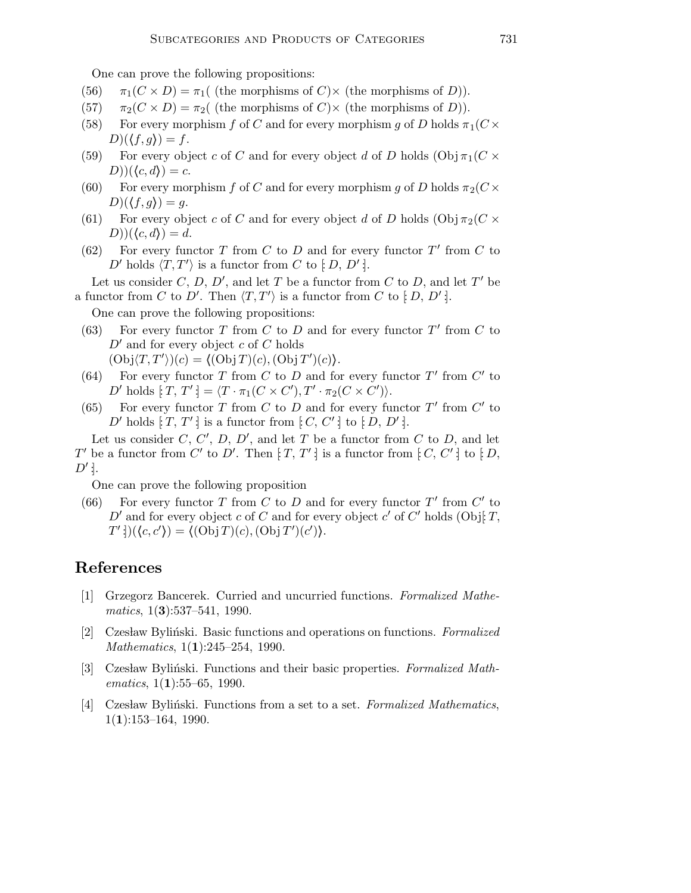One can prove the following propositions:

(56) $\pi_1(C \times D) = \pi_1($ (the morphisms of $C$)$\times$ (the morphisms of $D$)).

(57) $\pi_2(C \times D) = \pi_2($ (the morphisms of $C$)$\times$ (the morphisms of $D$)).

(58) For every morphism $f$ of $C$ and for every morphism $g$ of $D$ holds $\pi_1(C \times D)(\langle f, g \rangle) = f$.

(59) For every object $c$ of $C$ and for every object $d$ of $D$ holds $(\mathrm{Obj}\, \pi_1(C \times D))(\langle c, d \rangle) = c$.

(60) For every morphism $f$ of $C$ and for every morphism $g$ of $D$ holds $\pi_2(C \times D)(\langle f, g \rangle) = g$.

(61) For every object $c$ of $C$ and for every object $d$ of $D$ holds $(\mathrm{Obj}\, \pi_2(C \times D))(\langle c, d \rangle) = d$.

(62) For every functor $T$ from $C$ to $D$ and for every functor $T'$ from $C$ to $D'$ holds $\langle T, T' \rangle$ is a functor from $C$ to $[\colon D, D' \colon]$.

Let us consider $C$, $D$, $D'$, and let $T$ be a functor from $C$ to $D$, and let $T'$ be a functor from $C$ to $D'$. Then $\langle T, T' \rangle$ is a functor from $C$ to $[\colon D, D' \colon]$.

One can prove the following propositions:

(63) For every functor $T$ from $C$ to $D$ and for every functor $T'$ from $C$ to $D'$ and for every object $c$ of $C$ holds $(\mathrm{Obj}\langle T, T' \rangle)(c) = \langle (\mathrm{Obj}\, T)(c), (\mathrm{Obj}\, T')(c) \rangle$.

(64) For every functor $T$ from $C$ to $D$ and for every functor $T'$ from $C'$ to $D'$ holds $[\colon T, T' \colon] = \langle T \cdot \pi_1(C \times C'), T' \cdot \pi_2(C \times C') \rangle$.

(65) For every functor $T$ from $C$ to $D$ and for every functor $T'$ from $C'$ to $D'$ holds $[\colon T, T' \colon]$ is a functor from $[\colon C, C' \colon]$ to $[\colon D, D' \colon]$.

Let us consider $C$, $C'$, $D$, $D'$, and let $T$ be a functor from $C$ to $D$, and let $T'$ be a functor from $C'$ to $D'$. Then $[\colon T, T' \colon]$ is a functor from $[\colon C, C' \colon]$ to $[\colon D, D' \colon]$.

One can prove the following proposition

(66) For every functor $T$ from $C$ to $D$ and for every functor $T'$ from $C'$ to $D'$ and for every object $c$ of $C$ and for every object $c'$ of $C'$ holds $(\mathrm{Obj}[\colon T, T' \colon])(\langle c, c' \rangle) = \langle (\mathrm{Obj}\, T)(c), (\mathrm{Obj}\, T')(c') \rangle$.

## References

[1] Grzegorz Bancerek. Curried and uncurried functions. *Formalized Mathematics*, 1(**3**):537–541, 1990.

[2] Czesław Byliński. Basic functions and operations on functions. *Formalized Mathematics*, 1(**1**):245–254, 1990.

[3] Czesław Byliński. Functions and their basic properties. *Formalized Mathematics*, 1(**1**):55–65, 1990.

[4] Czesław Byliński. Functions from a set to a set. *Formalized Mathematics*, 1(**1**):153–164, 1990.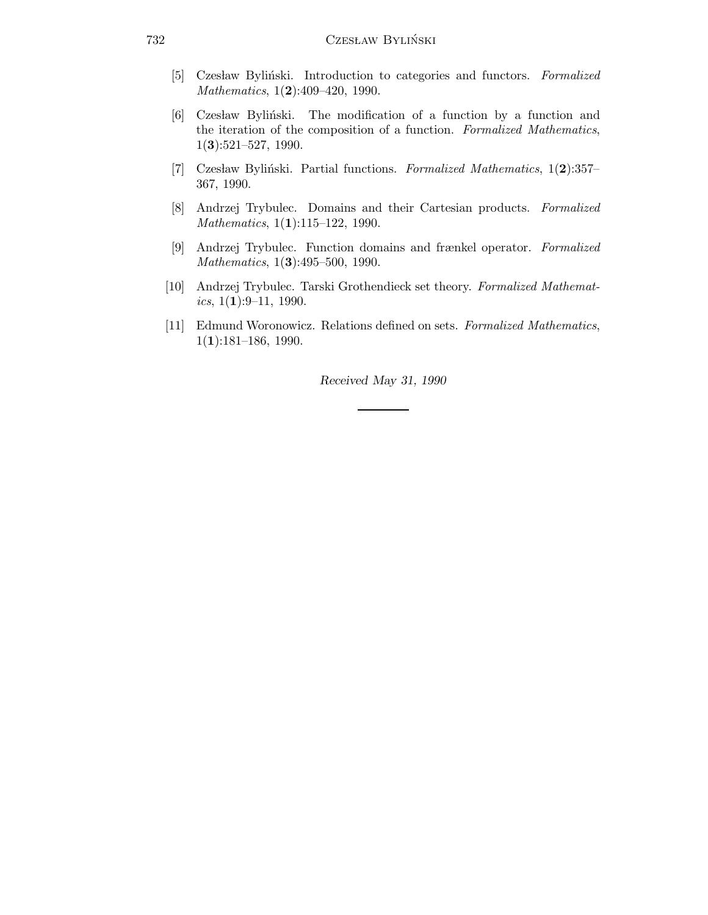[5] Czesław Byliński. Introduction to categories and functors. *Formalized Mathematics*, 1(**2**):409–420, 1990.

[6] Czesław Byliński. The modification of a function by a function and the iteration of the composition of a function. *Formalized Mathematics*, 1(**3**):521–527, 1990.

[7] Czesław Byliński. Partial functions. *Formalized Mathematics*, 1(**2**):357–367, 1990.

[8] Andrzej Trybulec. Domains and their Cartesian products. *Formalized Mathematics*, 1(**1**):115–122, 1990.

[9] Andrzej Trybulec. Function domains and frænkel operator. *Formalized Mathematics*, 1(**3**):495–500, 1990.

[10] Andrzej Trybulec. Tarski Grothendieck set theory. *Formalized Mathematics*, 1(**1**):9–11, 1990.

[11] Edmund Woronowicz. Relations defined on sets. *Formalized Mathematics*, 1(**1**):181–186, 1990.

*Received May 31, 1990*